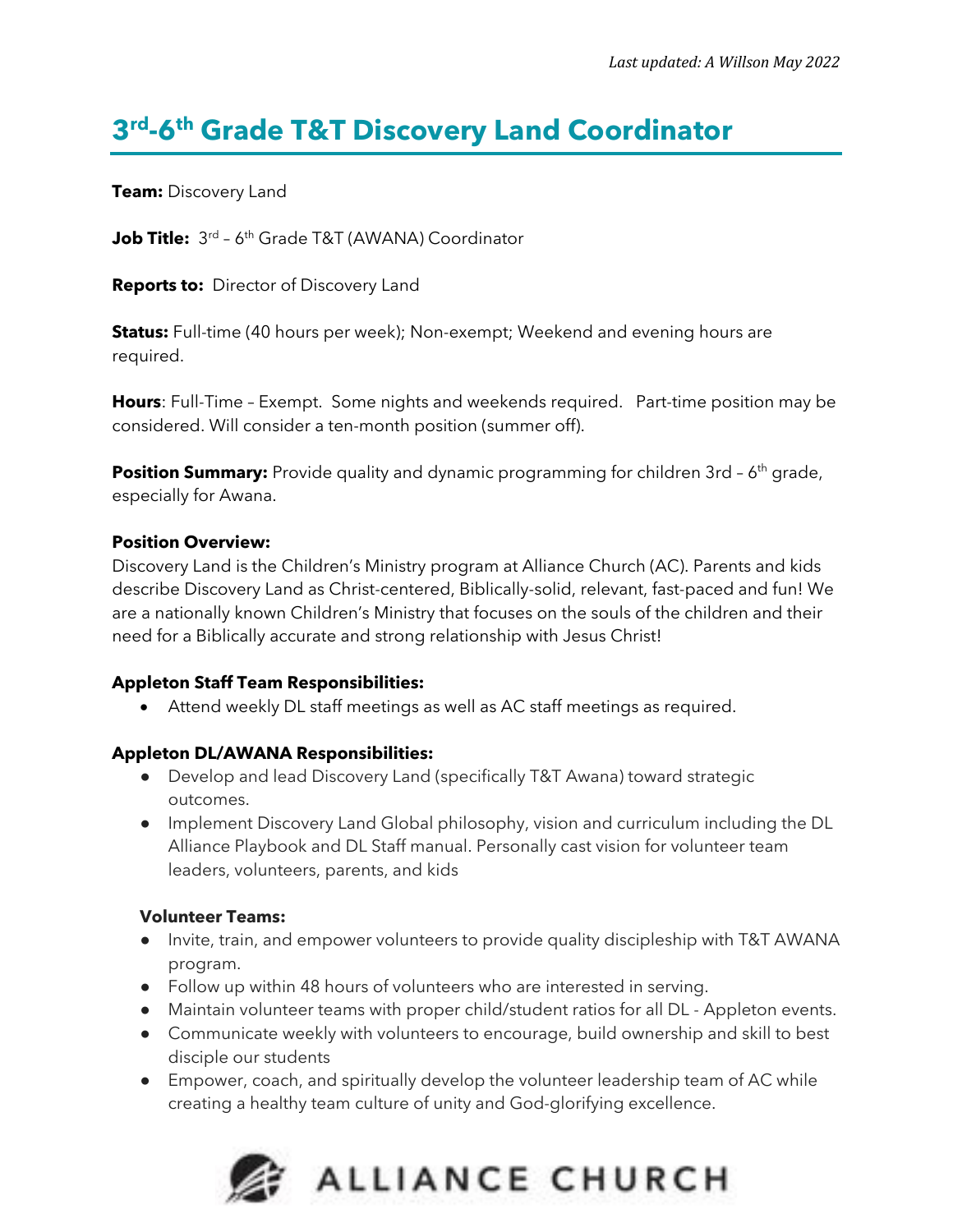*Last updated: A Willson May 2022*

# 3rd-6th Grade T&T Discovery Land Coordinator

**Team:** Discovery Land

**Job Title:** 3rd – 6th Grade T&T (AWANA) Coordinator

**Reports to:** Director of Discovery Land

**Status:** Full-time (40 hours per week); Non-exempt; Weekend and evening hours are required.

**Hours**: Full-Time – Exempt. Some nights and weekends required. Part-time position may be considered. Will consider a ten-month position (summer off).

**Position Summary:** Provide quality and dynamic programming for children 3rd – 6th grade, especially for Awana.

**Position Overview:**
Discovery Land is the Children's Ministry program at Alliance Church (AC). Parents and kids describe Discovery Land as Christ-centered, Biblically-solid, relevant, fast-paced and fun! We are a nationally known Children's Ministry that focuses on the souls of the children and their need for a Biblically accurate and strong relationship with Jesus Christ!

**Appleton Staff Team Responsibilities:**

- Attend weekly DL staff meetings as well as AC staff meetings as required.

**Appleton DL/AWANA Responsibilities:**

- Develop and lead Discovery Land (specifically T&T Awana) toward strategic outcomes.
- Implement Discovery Land Global philosophy, vision and curriculum including the DL Alliance Playbook and DL Staff manual. Personally cast vision for volunteer team leaders, volunteers, parents, and kids

**Volunteer Teams:**

- Invite, train, and empower volunteers to provide quality discipleship with T&T AWANA program.
- Follow up within 48 hours of volunteers who are interested in serving.
- Maintain volunteer teams with proper child/student ratios for all DL - Appleton events.
- Communicate weekly with volunteers to encourage, build ownership and skill to best disciple our students
- Empower, coach, and spiritually develop the volunteer leadership team of AC while creating a healthy team culture of unity and God-glorifying excellence.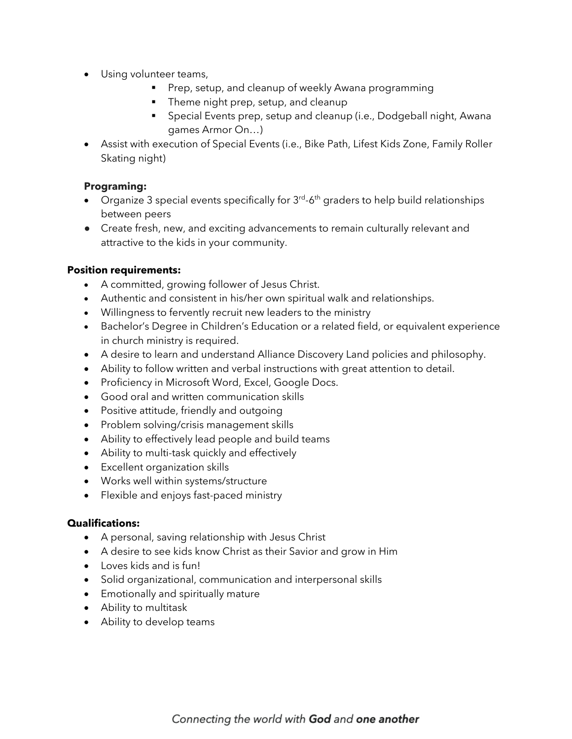- Using volunteer teams,
    - Prep, setup, and cleanup of weekly Awana programming
    - Theme night prep, setup, and cleanup
    - Special Events prep, setup and cleanup (i.e., Dodgeball night, Awana games Armor On…)
- Assist with execution of Special Events (i.e., Bike Path, Lifest Kids Zone, Family Roller Skating night)

**Programing:**

- Organize 3 special events specifically for 3rd-6th graders to help build relationships between peers
- Create fresh, new, and exciting advancements to remain culturally relevant and attractive to the kids in your community.

**Position requirements:**

- A committed, growing follower of Jesus Christ.
- Authentic and consistent in his/her own spiritual walk and relationships.
- Willingness to fervently recruit new leaders to the ministry
- Bachelor's Degree in Children's Education or a related field, or equivalent experience in church ministry is required.
- A desire to learn and understand Alliance Discovery Land policies and philosophy.
- Ability to follow written and verbal instructions with great attention to detail.
- Proficiency in Microsoft Word, Excel, Google Docs.
- Good oral and written communication skills
- Positive attitude, friendly and outgoing
- Problem solving/crisis management skills
- Ability to effectively lead people and build teams
- Ability to multi-task quickly and effectively
- Excellent organization skills
- Works well within systems/structure
- Flexible and enjoys fast-paced ministry

**Qualifications:**

- A personal, saving relationship with Jesus Christ
- A desire to see kids know Christ as their Savior and grow in Him
- Loves kids and is fun!
- Solid organizational, communication and interpersonal skills
- Emotionally and spiritually mature
- Ability to multitask
- Ability to develop teams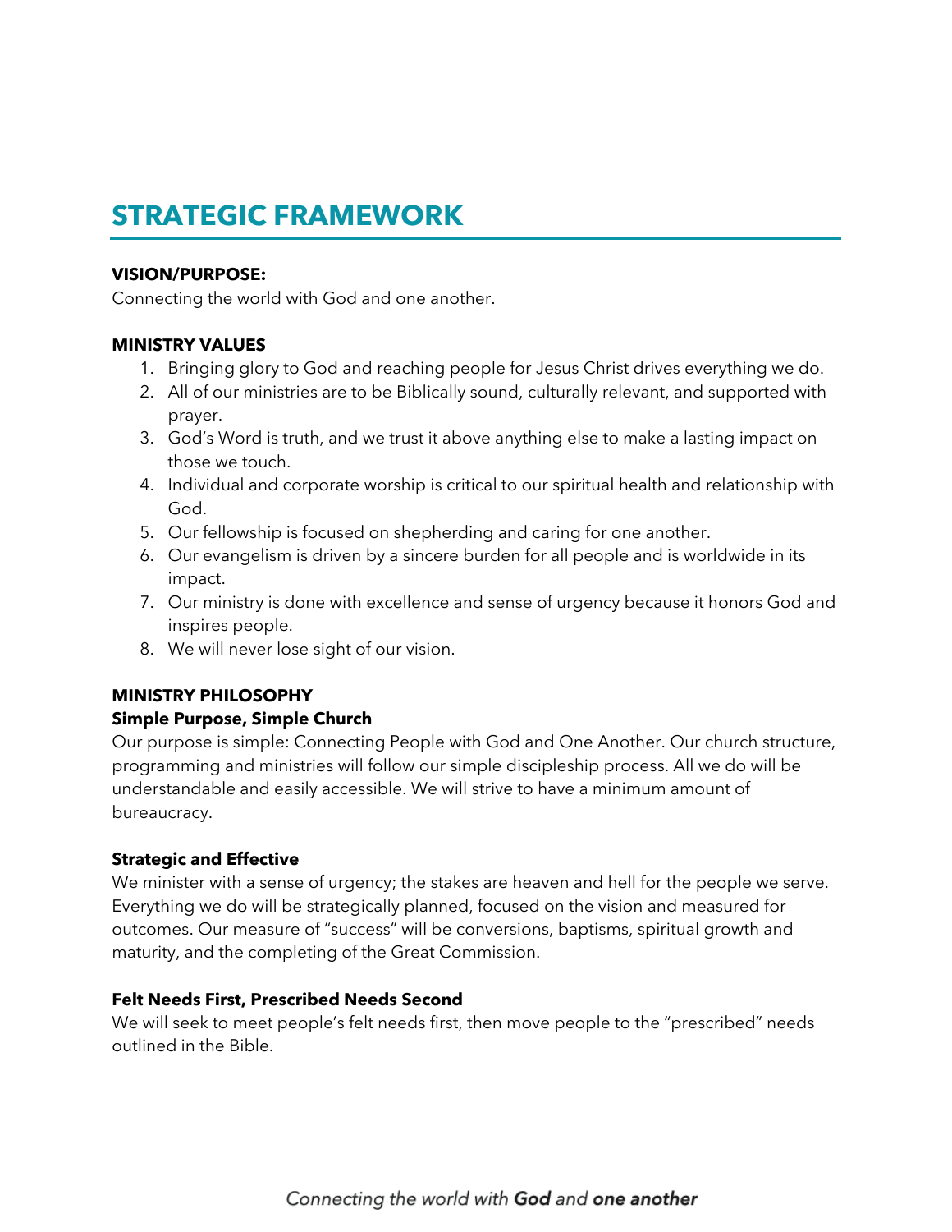# STRATEGIC FRAMEWORK

**VISION/PURPOSE:**
Connecting the world with God and one another.

**MINISTRY VALUES**

1. Bringing glory to God and reaching people for Jesus Christ drives everything we do.
2. All of our ministries are to be Biblically sound, culturally relevant, and supported with prayer.
3. God's Word is truth, and we trust it above anything else to make a lasting impact on those we touch.
4. Individual and corporate worship is critical to our spiritual health and relationship with God.
5. Our fellowship is focused on shepherding and caring for one another.
6. Our evangelism is driven by a sincere burden for all people and is worldwide in its impact.
7. Our ministry is done with excellence and sense of urgency because it honors God and inspires people.
8. We will never lose sight of our vision.

**MINISTRY PHILOSOPHY**

**Simple Purpose, Simple Church**
Our purpose is simple: Connecting People with God and One Another. Our church structure, programming and ministries will follow our simple discipleship process. All we do will be understandable and easily accessible. We will strive to have a minimum amount of bureaucracy.

**Strategic and Effective**
We minister with a sense of urgency; the stakes are heaven and hell for the people we serve. Everything we do will be strategically planned, focused on the vision and measured for outcomes. Our measure of "success" will be conversions, baptisms, spiritual growth and maturity, and the completing of the Great Commission.

**Felt Needs First, Prescribed Needs Second**
We will seek to meet people's felt needs first, then move people to the "prescribed" needs outlined in the Bible.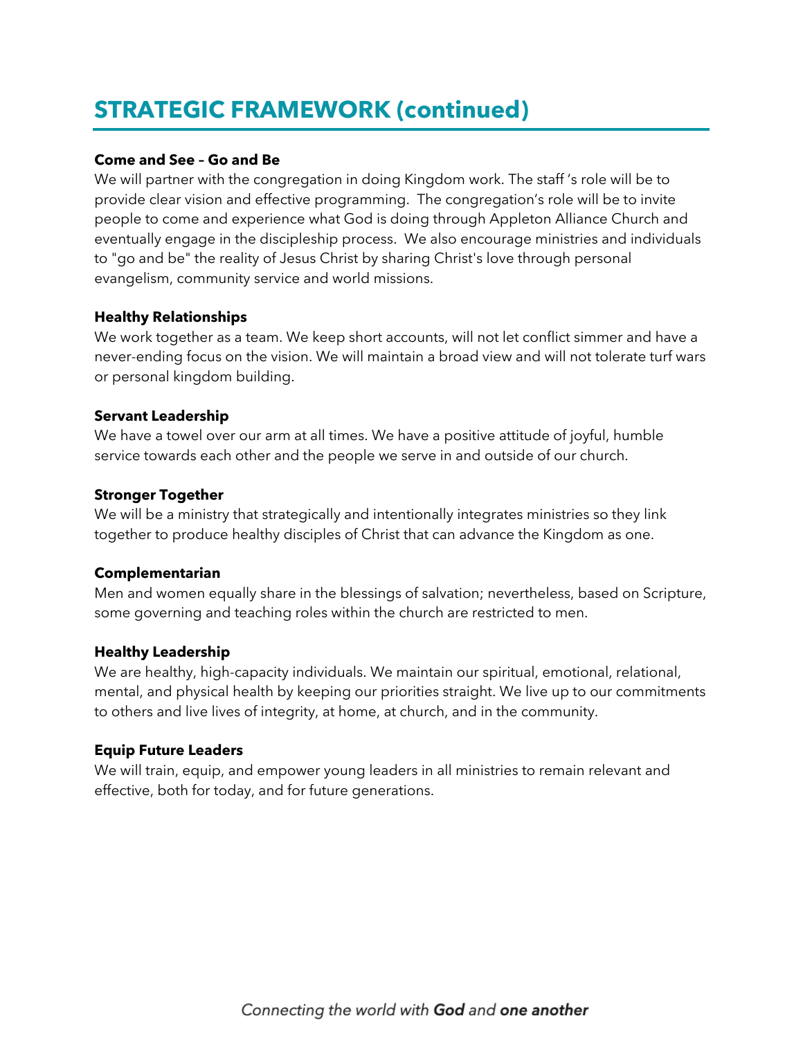# STRATEGIC FRAMEWORK (continued)

**Come and See – Go and Be**

We will partner with the congregation in doing Kingdom work. The staff 's role will be to provide clear vision and effective programming. The congregation's role will be to invite people to come and experience what God is doing through Appleton Alliance Church and eventually engage in the discipleship process. We also encourage ministries and individuals to "go and be" the reality of Jesus Christ by sharing Christ's love through personal evangelism, community service and world missions.

**Healthy Relationships**

We work together as a team. We keep short accounts, will not let conflict simmer and have a never-ending focus on the vision. We will maintain a broad view and will not tolerate turf wars or personal kingdom building.

**Servant Leadership**

We have a towel over our arm at all times. We have a positive attitude of joyful, humble service towards each other and the people we serve in and outside of our church.

**Stronger Together**

We will be a ministry that strategically and intentionally integrates ministries so they link together to produce healthy disciples of Christ that can advance the Kingdom as one.

**Complementarian**

Men and women equally share in the blessings of salvation; nevertheless, based on Scripture, some governing and teaching roles within the church are restricted to men.

**Healthy Leadership**

We are healthy, high-capacity individuals. We maintain our spiritual, emotional, relational, mental, and physical health by keeping our priorities straight. We live up to our commitments to others and live lives of integrity, at home, at church, and in the community.

**Equip Future Leaders**

We will train, equip, and empower young leaders in all ministries to remain relevant and effective, both for today, and for future generations.